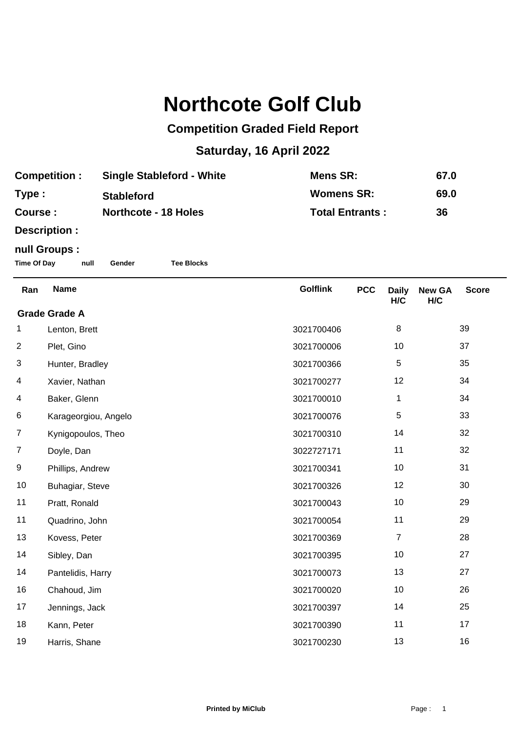# Northcote Golf Club

## Competition Graded Field Report

## Saturday, 16 April 2022

| | | | |
|---|---|---|---|
| **Competition :** | **Single Stableford - White** | **Mens SR:** | **67.0** |
| **Type :** | **Stableford** | **Womens SR:** | **69.0** |
| **Course :** | **Northcote - 18 Holes** | **Total Entrants :** | **36** |

**Description :**

**null Groups :**

**Time Of Day** **null** **Gender** **Tee Blocks**

| Ran | Name | Golflink | PCC | Daily H/C | New GA H/C | Score |
|---|---|---|---|---|---|---|
| **Grade Grade A** | | | | | | |
| 1 | Lenton, Brett | 3021700406 | | 8 | | 39 |
| 2 | Plet, Gino | 3021700006 | | 10 | | 37 |
| 3 | Hunter, Bradley | 3021700366 | | 5 | | 35 |
| 4 | Xavier, Nathan | 3021700277 | | 12 | | 34 |
| 4 | Baker, Glenn | 3021700010 | | 1 | | 34 |
| 6 | Karageorgiou, Angelo | 3021700076 | | 5 | | 33 |
| 7 | Kynigopoulos, Theo | 3021700310 | | 14 | | 32 |
| 7 | Doyle, Dan | 3022727171 | | 11 | | 32 |
| 9 | Phillips, Andrew | 3021700341 | | 10 | | 31 |
| 10 | Buhagiar, Steve | 3021700326 | | 12 | | 30 |
| 11 | Pratt, Ronald | 3021700043 | | 10 | | 29 |
| 11 | Quadrino, John | 3021700054 | | 11 | | 29 |
| 13 | Kovess, Peter | 3021700369 | | 7 | | 28 |
| 14 | Sibley, Dan | 3021700395 | | 10 | | 27 |
| 14 | Pantelidis, Harry | 3021700073 | | 13 | | 27 |
| 16 | Chahoud, Jim | 3021700020 | | 10 | | 26 |
| 17 | Jennings, Jack | 3021700397 | | 14 | | 25 |
| 18 | Kann, Peter | 3021700390 | | 11 | | 17 |
| 19 | Harris, Shane | 3021700230 | | 13 | | 16 |

**Printed by MiClub**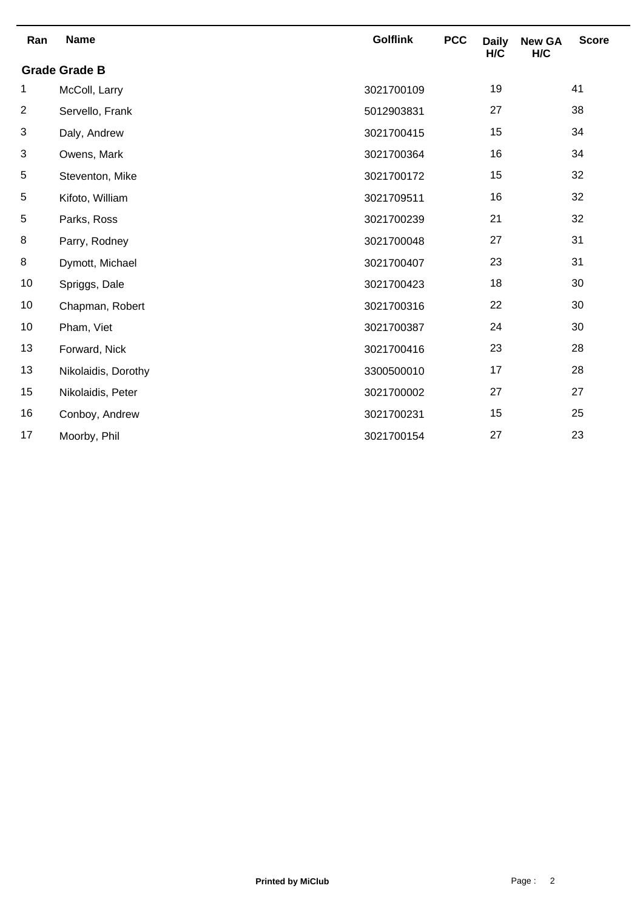| Ran | Name | Golflink | PCC | Daily H/C | New GA H/C | Score |
|---|---|---|---|---|---|---|
| **Grade Grade B** | | | | | | |
| 1 | McColl, Larry | 3021700109 | | 19 | | 41 |
| 2 | Servello, Frank | 5012903831 | | 27 | | 38 |
| 3 | Daly, Andrew | 3021700415 | | 15 | | 34 |
| 3 | Owens, Mark | 3021700364 | | 16 | | 34 |
| 5 | Steventon, Mike | 3021700172 | | 15 | | 32 |
| 5 | Kifoto, William | 3021709511 | | 16 | | 32 |
| 5 | Parks, Ross | 3021700239 | | 21 | | 32 |
| 8 | Parry, Rodney | 3021700048 | | 27 | | 31 |
| 8 | Dymott, Michael | 3021700407 | | 23 | | 31 |
| 10 | Spriggs, Dale | 3021700423 | | 18 | | 30 |
| 10 | Chapman, Robert | 3021700316 | | 22 | | 30 |
| 10 | Pham, Viet | 3021700387 | | 24 | | 30 |
| 13 | Forward, Nick | 3021700416 | | 23 | | 28 |
| 13 | Nikolaidis, Dorothy | 3300500010 | | 17 | | 28 |
| 15 | Nikolaidis, Peter | 3021700002 | | 27 | | 27 |
| 16 | Conboy, Andrew | 3021700231 | | 15 | | 25 |
| 17 | Moorby, Phil | 3021700154 | | 27 | | 23 |

**Printed by MiClub**